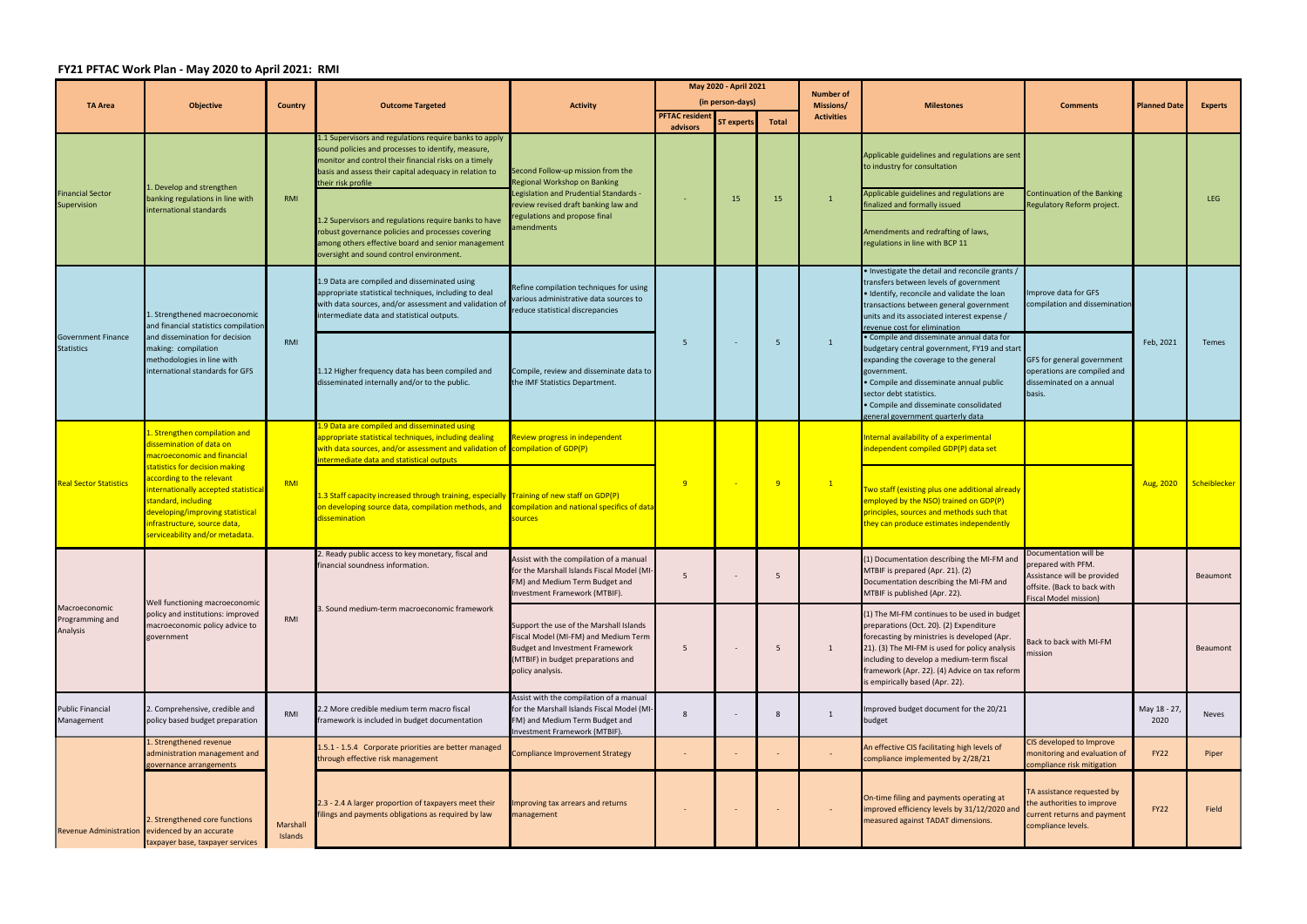## FY21 PFTAC Work Plan - May 2020 to April 2021: RMI

| TA Area | Objective | Country | Outcome Targeted | Activity | May 2020 - April 2021 (in person-days) | | | Number of Missions/ Activities | Milestones | Comments | Planned Date | Experts |
|---|---|---|---|---|---|---|---|---|---|---|---|---|
| | | | | | PFTAC resident advisors | ST experts | Total | | | | | |
| Financial Sector Supervision | 1. Develop and strengthen banking regulations in line with international standards | RMI | 1.1 Supervisors and regulations require banks to apply sound policies and processes to identify, measure, monitor and control their financial risks on a timely basis and assess their capital adequacy in relation to their risk profile<br>1.2 Supervisors and regulations require banks to have robust governance policies and processes covering among others effective board and senior management oversight and sound control environment. | Second Follow-up mission from the Regional Workshop on Banking Legislation and Prudential Standards - review revised draft banking law and regulations and propose final amendments | - | 15 | 15 | 1 | Applicable guidelines and regulations are sent to industry for consultation<br>Applicable guidelines and regulations are finalized and formally issued<br>Amendments and redrafting of laws, regulations in line with BCP 11 | Continuation of the Banking Regulatory Reform project. | | LEG |
| Government Finance Statistics | 1. Strengthened macroeconomic and financial statistics compilation and dissemination for decision making: compilation methodologies in line with international standards for GFS | RMI | 1.9 Data are compiled and disseminated using appropriate statistical techniques, including to deal with data sources, and/or assessment and validation of intermediate data and statistical outputs. | Refine compilation techniques for using various administrative data sources to reduce statistical discrepancies | 5 | - | 5 | 1 | • Investigate the detail and reconcile grants / transfers between levels of government<br>• Identify, reconcile and validate the loan transactions between general government units and its associated interest expense / revenue cost for elimination | Improve data for GFS compilation and dissemination | Feb, 2021 | Temes |
| | | | 1.12 Higher frequency data has been compiled and disseminated internally and/or to the public. | Compile, review and disseminate data to the IMF Statistics Department. | | | | | • Compile and disseminate annual data for budgetary central government, FY19 and start expanding the coverage to the general government.<br>• Compile and disseminate annual public sector debt statistics.<br>• Compile and disseminate consolidated general government quarterly data | GFS for general government operations are compiled and disseminated on a annual basis. | | |
| Real Sector Statistics | 1. Strengthen compilation and dissemination of data on macroeconomic and financial statistics for decision making according to the relevant internationally accepted statistical standard, including developing/improving statistical infrastructure, source data, serviceability and/or metadata. | RMI | 1.9 Data are compiled and disseminated using appropriate statistical techniques, including dealing with data sources, and/or assessment and validation of intermediate data and statistical outputs | Review progress in independent compilation of GDP(P) | 9 | - | 9 | 1 | Internal availability of a experimental independent compiled GDP(P) data set | | Aug, 2020 | Scheiblecker |
| | | | 1.3 Staff capacity increased through training, especially on developing source data, compilation methods, and dissemination | Training of new staff on GDP(P) compilation and national specifics of data sources | | | | | Two staff (existing plus one additional already employed by the NSO) trained on GDP(P) principles, sources and methods such that they can produce estimates independently | | | |
| Macroeconomic Programming and Analysis | Well functioning macroeconomic policy and institutions: improved macroeconomic policy advice to government | RMI | 2. Ready public access to key monetary, fiscal and financial soundness information. | Assist with the compilation of a manual for the Marshall Islands Fiscal Model (MI-FM) and Medium Term Budget and Investment Framework (MTBIF). | 5 | - | 5 | | (1) Documentation describing the MI-FM and MTBIF is prepared (Apr. 21). (2) Documentation describing the MI-FM and MTBIF is published (Apr. 22). | Documentation will be prepared with PFM. Assistance will be provided offsite. (Back to back with Fiscal Model mission) | | Beaumont |
| | | | 3. Sound medium-term macroeconomic framework | Support the use of the Marshall Islands Fiscal Model (MI-FM) and Medium Term Budget and Investment Framework (MTBIF) in budget preparations and policy analysis. | 5 | - | 5 | 1 | (1) The MI-FM continues to be used in budget preparations (Oct. 20). (2) Expenditure forecasting by ministries is developed (Apr. 21). (3) The MI-FM is used for policy analysis including to develop a medium-term fiscal framework (Apr. 22). (4) Advice on tax reform is empirically based (Apr. 22). | Back to back with MI-FM mission | | Beaumont |
| Public Financial Management | 2. Comprehensive, credible and policy based budget preparation | RMI | 2.2 More credible medium term macro fiscal framework is included in budget documentation | Assist with the compilation of a manual for the Marshall Islands Fiscal Model (MI-FM) and Medium Term Budget and Investment Framework (MTBIF). | 8 | - | 8 | 1 | Improved budget document for the 20/21 budget | | May 18 - 27, 2020 | Neves |
| Revenue Administration | 1. Strengthened revenue administration management and governance arrangements | Marshall Islands | 1.5.1 - 1.5.4 Corporate priorities are better managed through effective risk management | Compliance Improvement Strategy | - | - | - | - | An effective CIS facilitating high levels of compliance implemented by 2/28/21 | CIS developed to Improve monitoring and evaluation of compliance risk mitigation | FY22 | Piper |
| | 2. Strengthened core functions evidenced by an accurate taxpayer base, taxpayer services | | 2.3 - 2.4 A larger proportion of taxpayers meet their filings and payments obligations as required by law | Improving tax arrears and returns management | - | - | - | - | On-time filing and payments operating at improved efficiency levels by 31/12/2020 and measured against TADAT dimensions. | TA assistance requested by the authorities to improve current returns and payment compliance levels. | FY22 | Field |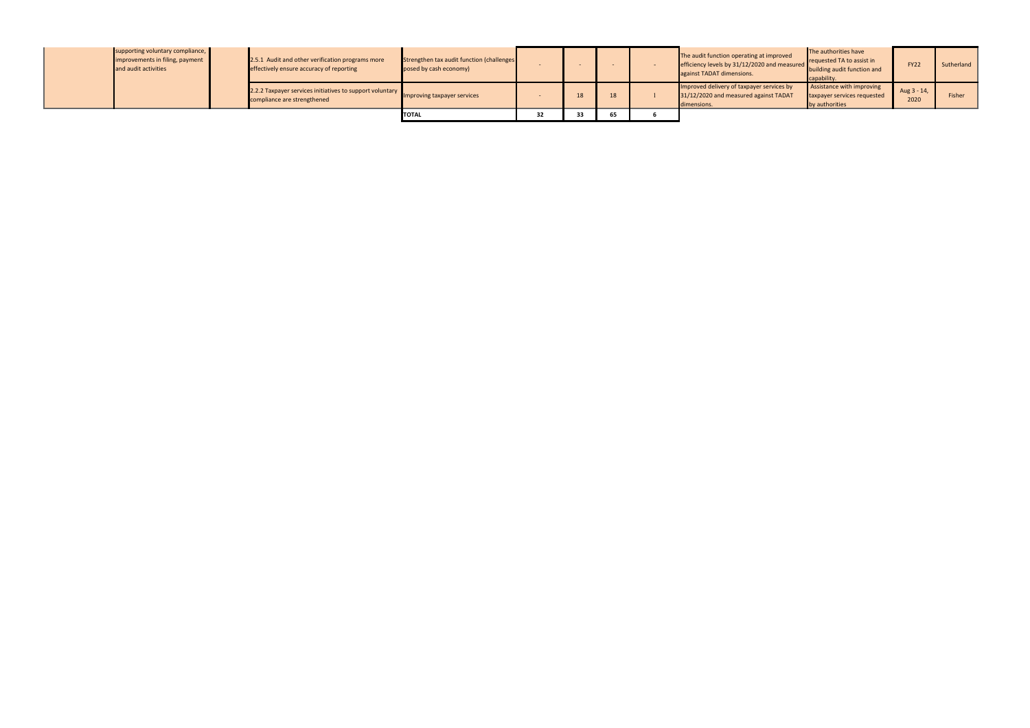| | | | | | | | | | | | | |
|---|---|---|---|---|---|---|---|---|---|---|---|---|
| | supporting voluntary compliance, improvements in filing, payment and audit activities | | 2.5.1 Audit and other verification programs more effectively ensure accuracy of reporting | Strengthen tax audit function (challenges posed by cash economy) | - | - | - | - | The audit function operating at improved efficiency levels by 31/12/2020 and measured against TADAT dimensions. | The authorities have requested TA to assist in building audit function and capability. | FY22 | Sutherland |
| | | | 2.2.2 Taxpayer services initiatives to support voluntary compliance are strengthened | Improving taxpayer services | - | 18 | 18 | 1 | Improved delivery of taxpayer services by 31/12/2020 and measured against TADAT dimensions. | Assistance with improving taxpayer services requested by authorities | Aug 3 - 14, 2020 | Fisher |
| | | | | **TOTAL** | **32** | **33** | **65** | **6** | | | | |